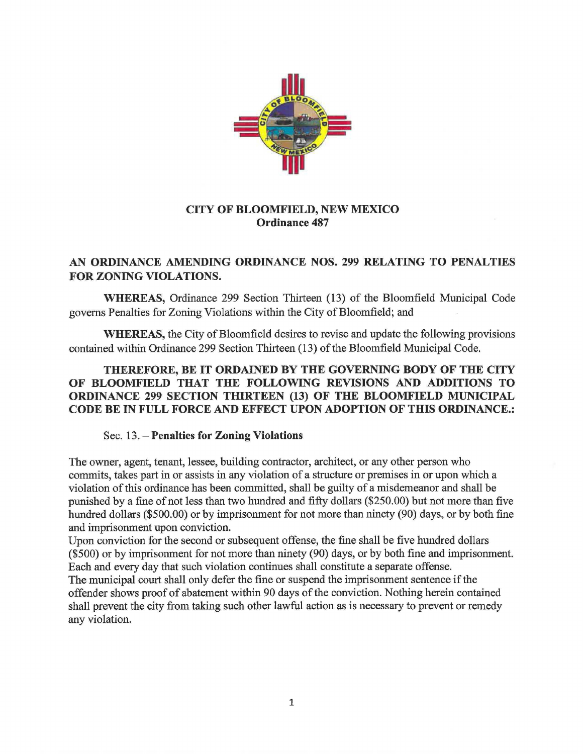**CITY OF BLOOMFIELD, NEW MEXICO**
**Ordinance 487**

## AN ORDINANCE AMENDING ORDINANCE NOS. 299 RELATING TO PENALTIES FOR ZONING VIOLATIONS.

**WHEREAS,** Ordinance 299 Section Thirteen (13) of the Bloomfield Municipal Code governs Penalties for Zoning Violations within the City of Bloomfield; and

**WHEREAS,** the City of Bloomfield desires to revise and update the following provisions contained within Ordinance 299 Section Thirteen (13) of the Bloomfield Municipal Code.

**THEREFORE, BE IT ORDAINED BY THE GOVERNING BODY OF THE CITY OF BLOOMFIELD THAT THE FOLLOWING REVISIONS AND ADDITIONS TO ORDINANCE 299 SECTION THIRTEEN (13) OF THE BLOOMFIELD MUNICIPAL CODE BE IN FULL FORCE AND EFFECT UPON ADOPTION OF THIS ORDINANCE.:**

Sec. 13. – **Penalties for Zoning Violations**

The owner, agent, tenant, lessee, building contractor, architect, or any other person who commits, takes part in or assists in any violation of a structure or premises in or upon which a violation of this ordinance has been committed, shall be guilty of a misdemeanor and shall be punished by a fine of not less than two hundred and fifty dollars ($250.00) but not more than five hundred dollars ($500.00) or by imprisonment for not more than ninety (90) days, or by both fine and imprisonment upon conviction.

Upon conviction for the second or subsequent offense, the fine shall be five hundred dollars ($500) or by imprisonment for not more than ninety (90) days, or by both fine and imprisonment. Each and every day that such violation continues shall constitute a separate offense.

The municipal court shall only defer the fine or suspend the imprisonment sentence if the offender shows proof of abatement within 90 days of the conviction. Nothing herein contained shall prevent the city from taking such other lawful action as is necessary to prevent or remedy any violation.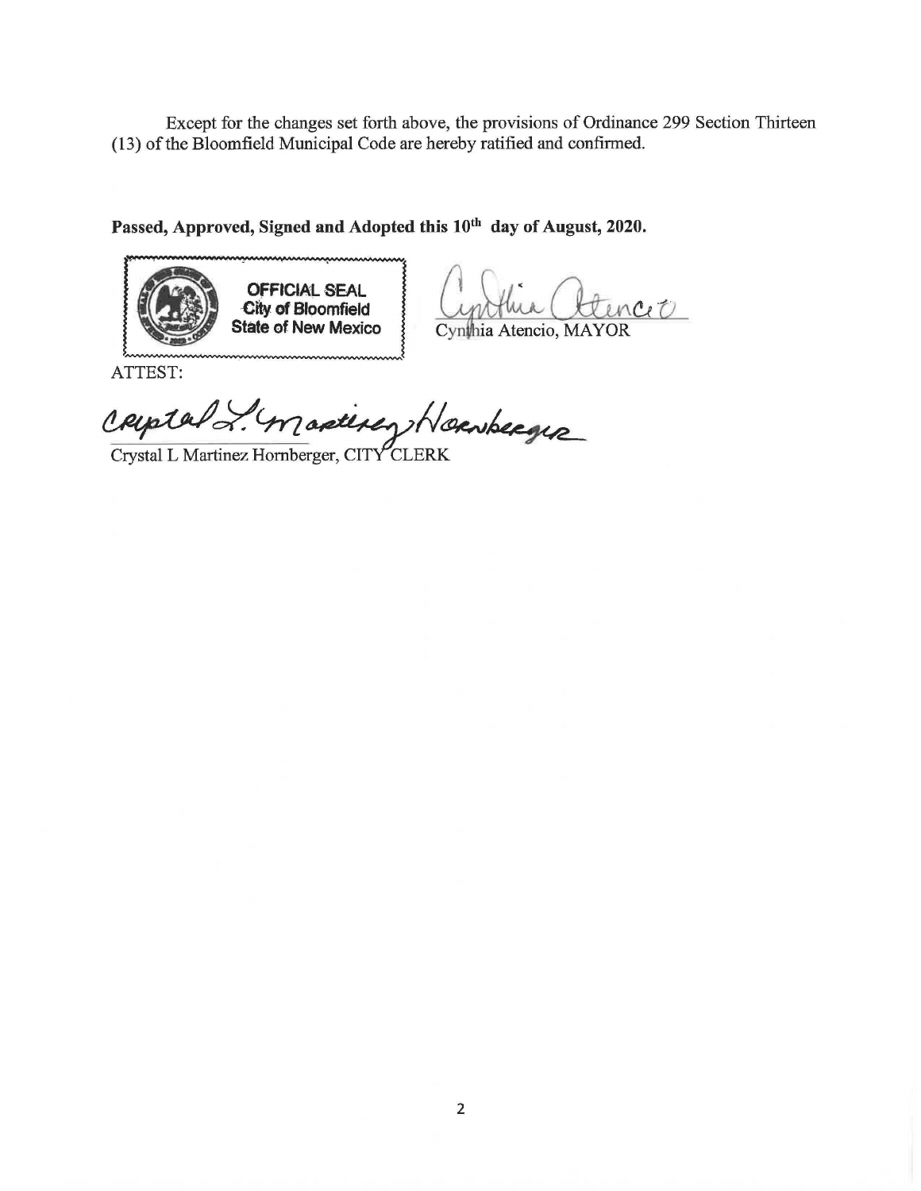Except for the changes set forth above, the provisions of Ordinance 299 Section Thirteen (13) of the Bloomfield Municipal Code are hereby ratified and confirmed.

**Passed, Approved, Signed and Adopted this 10th day of August, 2020.**

OFFICIAL SEAL
City of Bloomfield
State of New Mexico

Cynthia Atencio, MAYOR

ATTEST:

Crystal L Martinez Hornberger, CITY CLERK